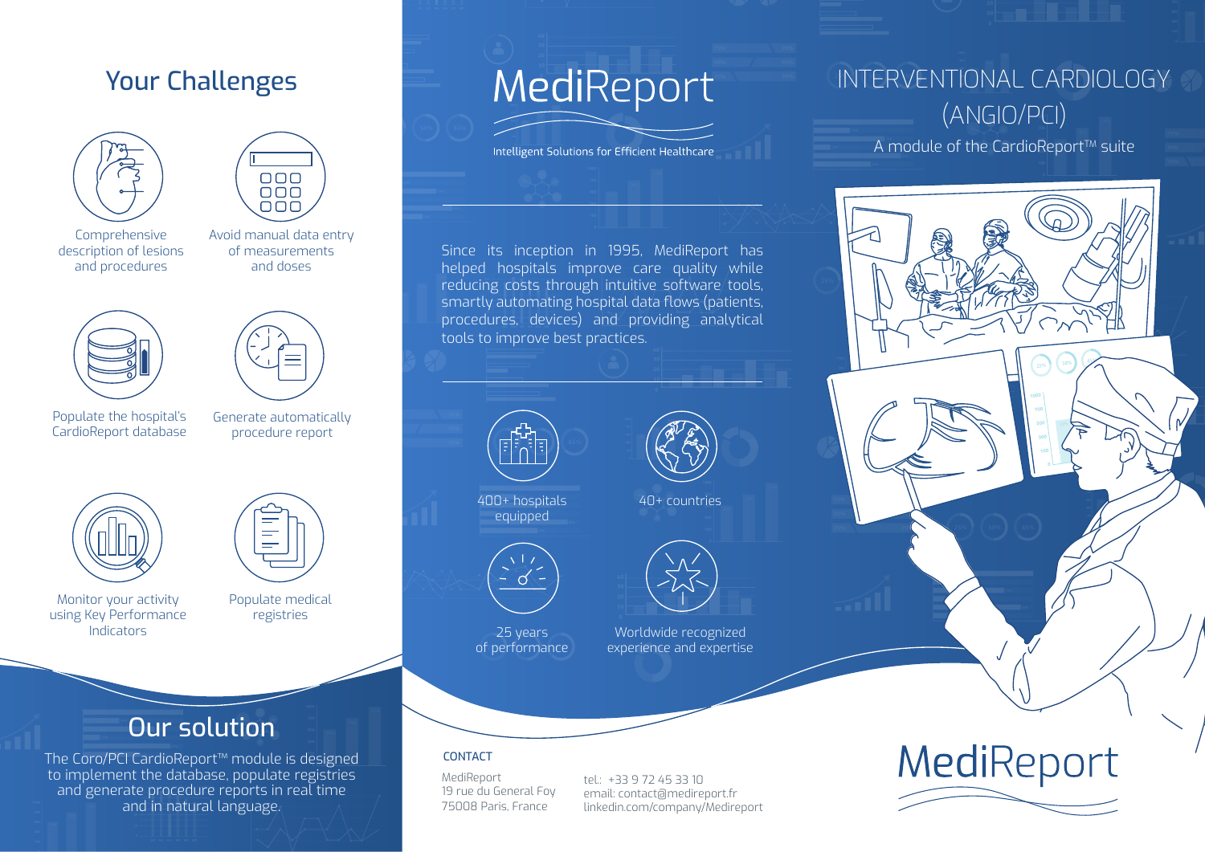## Your Challenges

- Comprehensive description of lesions and procedures
- Avoid manual data entry of measurements and doses
- Populate the hospital's CardioReport database
- Generate automatically procedure report
- Monitor your activity using Key Performance Indicators
- Populate medical registries

## Our solution

The Coro/PCI CardioReport™ module is designed to implement the database, populate registries and generate procedure reports in real time and in natural language.

# MediReport

Intelligent Solutions for Efficient Healthcare

Since its inception in 1995, MediReport has helped hospitals improve care quality while reducing costs through intuitive software tools, smartly automating hospital data flows (patients, procedures, devices) and providing analytical tools to improve best practices.

- 400+ hospitals equipped
- 40+ countries
- 25 years of performance
- Worldwide recognized experience and expertise

### CONTACT

MediReport
19 rue du General Foy
75008 Paris, France

tel.: +33 9 72 45 33 10
email: contact@medireport.fr
linkedin.com/company/Medireport

# INTERVENTIONAL CARDIOLOGY (ANGIO/PCI)

A module of the CardioReport™ suite

MediReport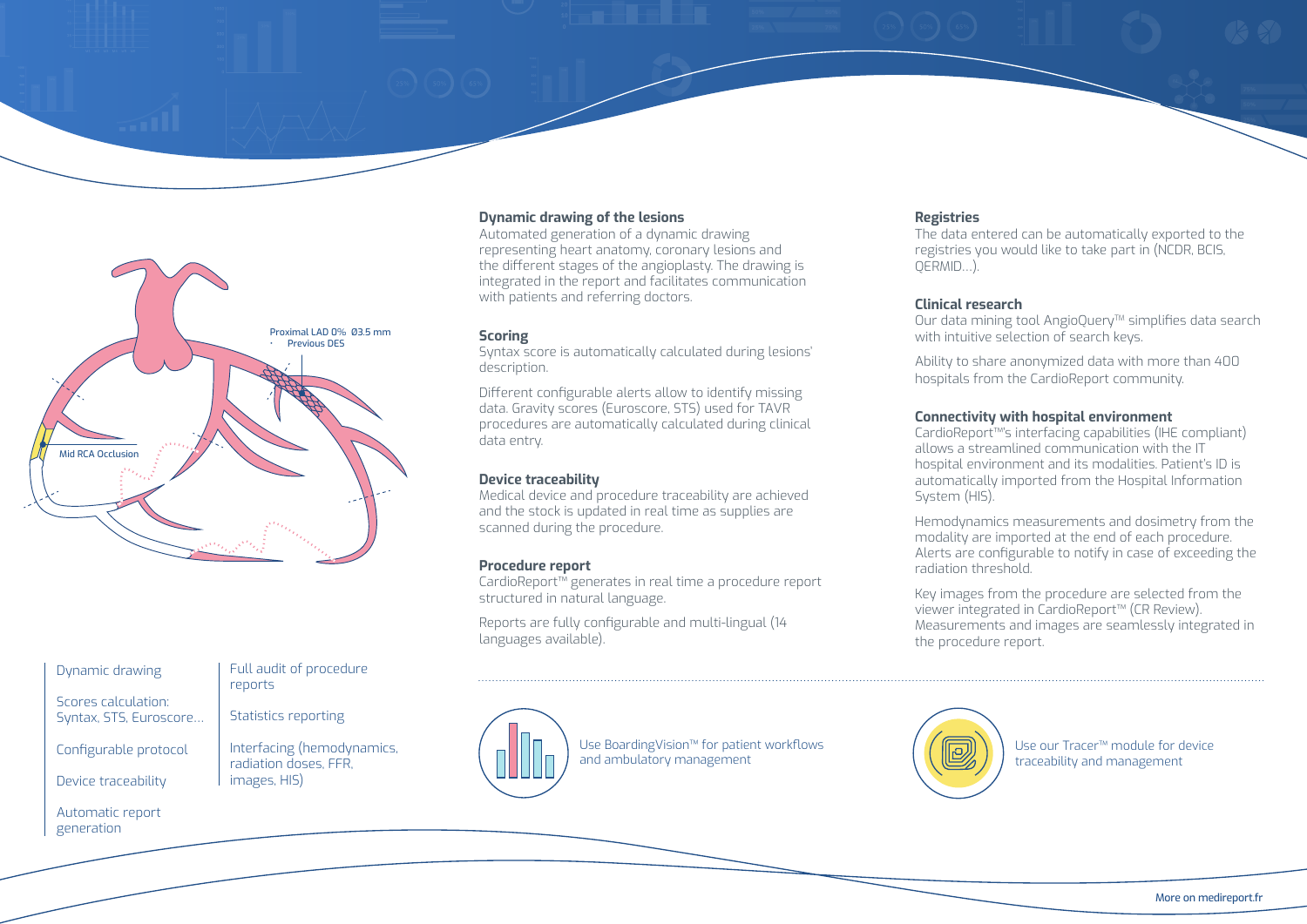Proximal LAD 0% Ø3.5 mm
• Previous DES

Mid RCA Occlusion

- Dynamic drawing
- Scores calculation: Syntax, STS, Euroscore...
- Configurable protocol
- Device traceability
- Automatic report generation
- Full audit of procedure reports
- Statistics reporting
- Interfacing (hemodynamics, radiation doses, FFR, images, HIS)

### Dynamic drawing of the lesions

Automated generation of a dynamic drawing representing heart anatomy, coronary lesions and the different stages of the angioplasty. The drawing is integrated in the report and facilitates communication with patients and referring doctors.

### Scoring

Syntax score is automatically calculated during lesions' description.

Different configurable alerts allow to identify missing data. Gravity scores (Euroscore, STS) used for TAVR procedures are automatically calculated during clinical data entry.

### Device traceability

Medical device and procedure traceability are achieved and the stock is updated in real time as supplies are scanned during the procedure.

### Procedure report

CardioReport™ generates in real time a procedure report structured in natural language.

Reports are fully configurable and multi-lingual (14 languages available).

### Registries

The data entered can be automatically exported to the registries you would like to take part in (NCDR, BCIS, QERMID...).

### Clinical research

Our data mining tool AngioQuery™ simplifies data search with intuitive selection of search keys.

Ability to share anonymized data with more than 400 hospitals from the CardioReport community.

### Connectivity with hospital environment

CardioReport™'s interfacing capabilities (IHE compliant) allows a streamlined communication with the IT hospital environment and its modalities. Patient's ID is automatically imported from the Hospital Information System (HIS).

Hemodynamics measurements and dosimetry from the modality are imported at the end of each procedure. Alerts are configurable to notify in case of exceeding the radiation threshold.

Key images from the procedure are selected from the viewer integrated in CardioReport™ (CR Review). Measurements and images are seamlessly integrated in the procedure report.

Use BoardingVision™ for patient workflows and ambulatory management

Use our Tracer™ module for device traceability and management

More on medireport.fr